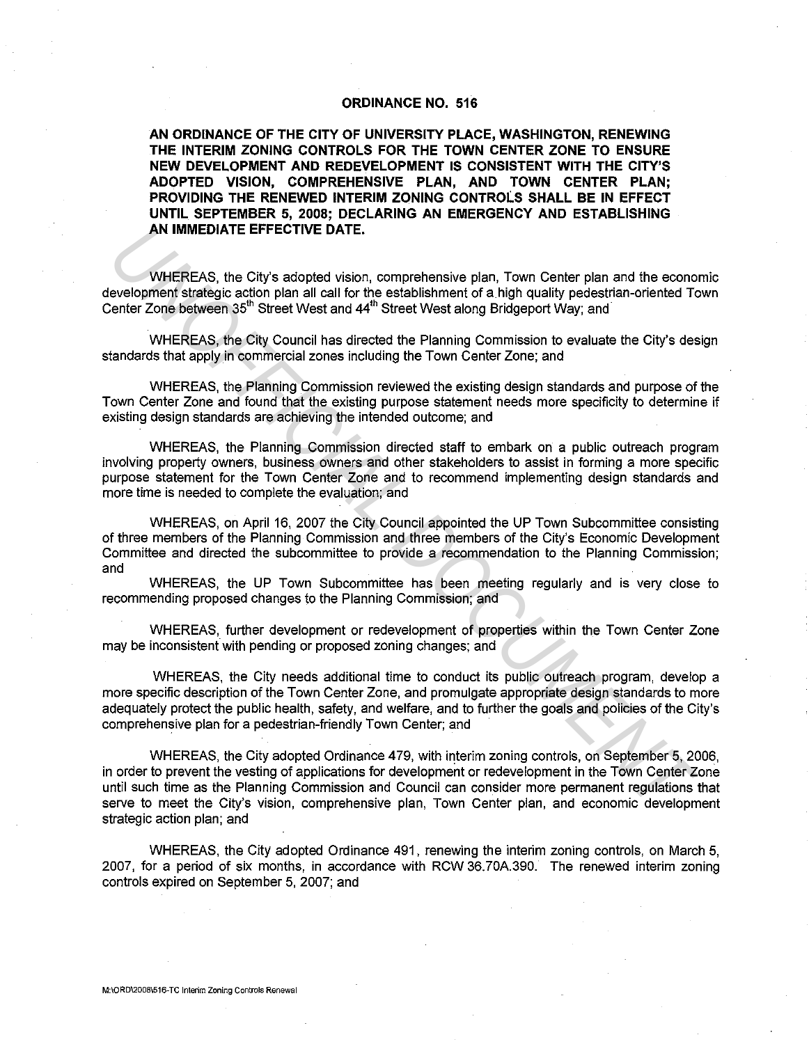# ORDINANCE NO. 516

**AN ORDINANCE OF THE CITY OF UNIVERSITY PLACE, WASHINGTON, RENEWING THE INTERIM ZONING CONTROLS FOR THE TOWN CENTER ZONE TO ENSURE NEW DEVELOPMENT AND REDEVELOPMENT IS CONSISTENT WITH THE CITY'S ADOPTED VISION, COMPREHENSIVE PLAN, AND TOWN CENTER PLAN; PROVIDING THE RENEWED INTERIM ZONING CONTROLS SHALL BE IN EFFECT UNTIL SEPTEMBER 5, 2008; DECLARING AN EMERGENCY AND ESTABLISHING AN IMMEDIATE EFFECTIVE DATE.**

WHEREAS, the City's adopted vision, comprehensive plan, Town Center plan and the economic development strategic action plan all call for the establishment of a high quality pedestrian-oriented Town Center Zone between 35th Street West and 44th Street West along Bridgeport Way; and

WHEREAS, the City Council has directed the Planning Commission to evaluate the City's design standards that apply in commercial zones including the Town Center Zone; and

WHEREAS, the Planning Commission reviewed the existing design standards and purpose of the Town Center Zone and found that the existing purpose statement needs more specificity to determine if existing design standards are achieving the intended outcome; and

WHEREAS, the Planning Commission directed staff to embark on a public outreach program involving property owners, business owners and other stakeholders to assist in forming a more specific purpose statement for the Town Center Zone and to recommend implementing design standards and more time is needed to complete the evaluation; and

WHEREAS, on April 16, 2007 the City Council appointed the UP Town Subcommittee consisting of three members of the Planning Commission and three members of the City's Economic Development Committee and directed the subcommittee to provide a recommendation to the Planning Commission; and

WHEREAS, the UP Town Subcommittee has been meeting regularly and is very close to recommending proposed changes to the Planning Commission; and

WHEREAS, further development or redevelopment of properties within the Town Center Zone may be inconsistent with pending or proposed zoning changes; and

WHEREAS, the City needs additional time to conduct its public outreach program, develop a more specific description of the Town Center Zone, and promulgate appropriate design standards to more adequately protect the public health, safety, and welfare, and to further the goals and policies of the City's comprehensive plan for a pedestrian-friendly Town Center; and

WHEREAS, the City adopted Ordinance 479, with interim zoning controls, on September 5, 2006, in order to prevent the vesting of applications for development or redevelopment in the Town Center Zone until such time as the Planning Commission and Council can consider more permanent regulations that serve to meet the City's vision, comprehensive plan, Town Center plan, and economic development strategic action plan; and

WHEREAS, the City adopted Ordinance 491, renewing the interim zoning controls, on March 5, 2007, for a period of six months, in accordance with RCW 36.70A.390. The renewed interim zoning controls expired on September 5, 2007; and

M:\ORD\2008\516-TC Interim Zoning Controls Renewal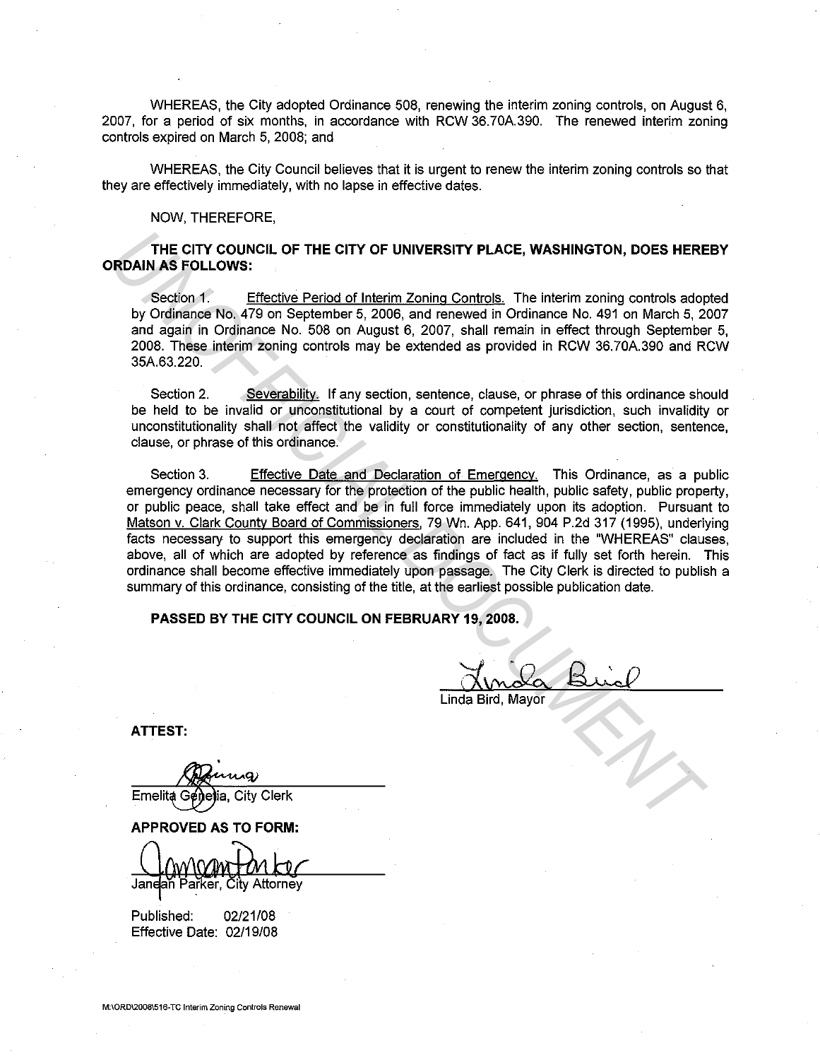WHEREAS, the City adopted Ordinance 508, renewing the interim zoning controls, on August 6, 2007, for a period of six months, in accordance with RCW 36.70A.390. The renewed interim zoning controls expired on March 5, 2008; and

WHEREAS, the City Council believes that it is urgent to renew the interim zoning controls so that they are effectively immediately, with no lapse in effective dates.

NOW, THEREFORE,

**THE CITY COUNCIL OF THE CITY OF UNIVERSITY PLACE, WASHINGTON, DOES HEREBY ORDAIN AS FOLLOWS:**

Section 1. Effective Period of Interim Zoning Controls. The interim zoning controls adopted by Ordinance No. 479 on September 5, 2006, and renewed in Ordinance No. 491 on March 5, 2007 and again in Ordinance No. 508 on August 6, 2007, shall remain in effect through September 5, 2008. These interim zoning controls may be extended as provided in RCW 36.70A.390 and RCW 35A.63.220.

Section 2. Severability. If any section, sentence, clause, or phrase of this ordinance should be held to be invalid or unconstitutional by a court of competent jurisdiction, such invalidity or unconstitutionality shall not affect the validity or constitutionality of any other section, sentence, clause, or phrase of this ordinance.

Section 3. Effective Date and Declaration of Emergency. This Ordinance, as a public emergency ordinance necessary for the protection of the public health, public safety, public property, or public peace, shall take effect and be in full force immediately upon its adoption. Pursuant to Matson v. Clark County Board of Commissioners, 79 Wn. App. 641, 904 P.2d 317 (1995), underlying facts necessary to support this emergency declaration are included in the "WHEREAS" clauses, above, all of which are adopted by reference as findings of fact as if fully set forth herein. This ordinance shall become effective immediately upon passage. The City Clerk is directed to publish a summary of this ordinance, consisting of the title, at the earliest possible publication date.

**PASSED BY THE CITY COUNCIL ON FEBRUARY 19, 2008.**

Linda Bird, Mayor

**ATTEST:**

Emelita Genetia, City Clerk

**APPROVED AS TO FORM:**

Janean Parker, City Attorney

Published: 02/21/08
Effective Date: 02/19/08

M:\ORD\2008\516-TC Interim Zoning Controls Renewal